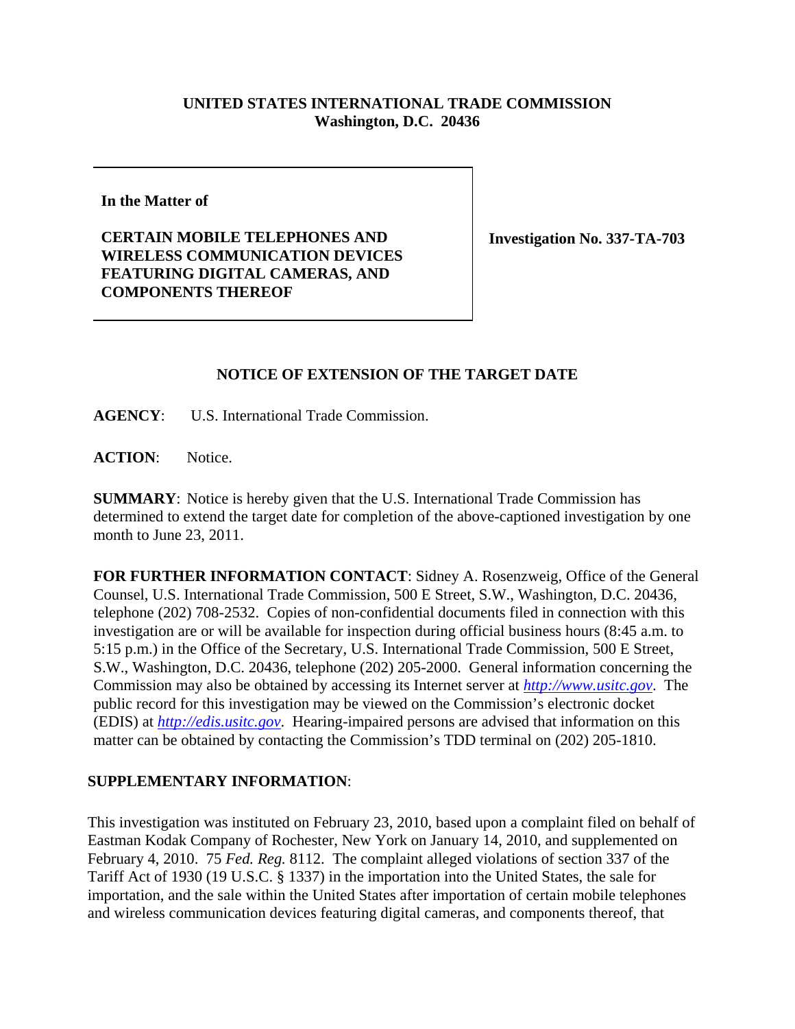**UNITED STATES INTERNATIONAL TRADE COMMISSION**
**Washington, D.C. 20436**

| **In the Matter of**<br><br>**CERTAIN MOBILE TELEPHONES AND WIRELESS COMMUNICATION DEVICES FEATURING DIGITAL CAMERAS, AND COMPONENTS THEREOF** | **Investigation No. 337-TA-703** |
|---|---|

## NOTICE OF EXTENSION OF THE TARGET DATE

**AGENCY**: U.S. International Trade Commission.

**ACTION**: Notice.

**SUMMARY**: Notice is hereby given that the U.S. International Trade Commission has determined to extend the target date for completion of the above-captioned investigation by one month to June 23, 2011.

**FOR FURTHER INFORMATION CONTACT**: Sidney A. Rosenzweig, Office of the General Counsel, U.S. International Trade Commission, 500 E Street, S.W., Washington, D.C. 20436, telephone (202) 708-2532. Copies of non-confidential documents filed in connection with this investigation are or will be available for inspection during official business hours (8:45 a.m. to 5:15 p.m.) in the Office of the Secretary, U.S. International Trade Commission, 500 E Street, S.W., Washington, D.C. 20436, telephone (202) 205-2000. General information concerning the Commission may also be obtained by accessing its Internet server at *http://www.usitc.gov*. The public record for this investigation may be viewed on the Commission's electronic docket (EDIS) at *http://edis.usitc.gov*. Hearing-impaired persons are advised that information on this matter can be obtained by contacting the Commission's TDD terminal on (202) 205-1810.

**SUPPLEMENTARY INFORMATION**:

This investigation was instituted on February 23, 2010, based upon a complaint filed on behalf of Eastman Kodak Company of Rochester, New York on January 14, 2010, and supplemented on February 4, 2010. 75 *Fed. Reg.* 8112. The complaint alleged violations of section 337 of the Tariff Act of 1930 (19 U.S.C. § 1337) in the importation into the United States, the sale for importation, and the sale within the United States after importation of certain mobile telephones and wireless communication devices featuring digital cameras, and components thereof, that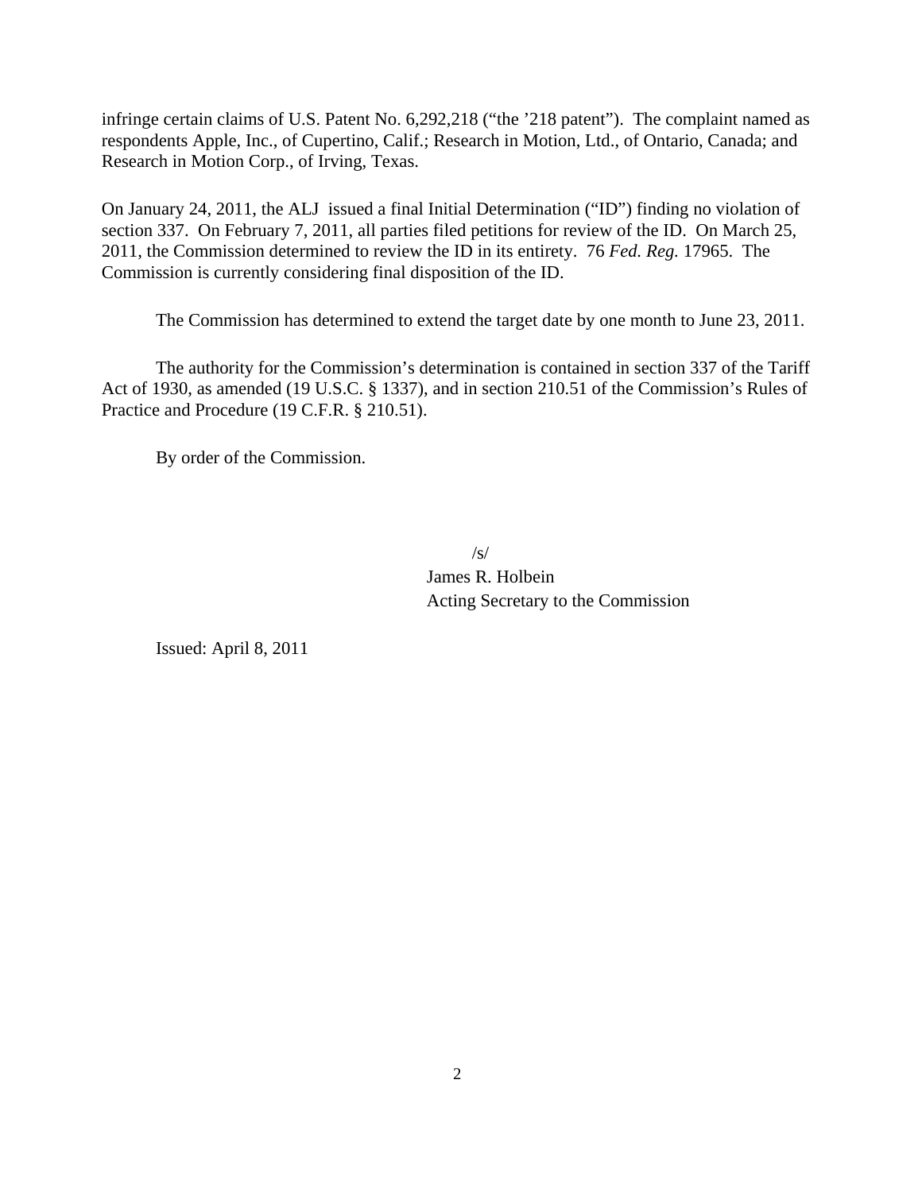infringe certain claims of U.S. Patent No. 6,292,218 ("the '218 patent"). The complaint named as respondents Apple, Inc., of Cupertino, Calif.; Research in Motion, Ltd., of Ontario, Canada; and Research in Motion Corp., of Irving, Texas.

On January 24, 2011, the ALJ issued a final Initial Determination ("ID") finding no violation of section 337. On February 7, 2011, all parties filed petitions for review of the ID. On March 25, 2011, the Commission determined to review the ID in its entirety. 76 *Fed. Reg.* 17965. The Commission is currently considering final disposition of the ID.

The Commission has determined to extend the target date by one month to June 23, 2011.

The authority for the Commission's determination is contained in section 337 of the Tariff Act of 1930, as amended (19 U.S.C. § 1337), and in section 210.51 of the Commission's Rules of Practice and Procedure (19 C.F.R. § 210.51).

By order of the Commission.

/s/
James R. Holbein
Acting Secretary to the Commission

Issued: April 8, 2011